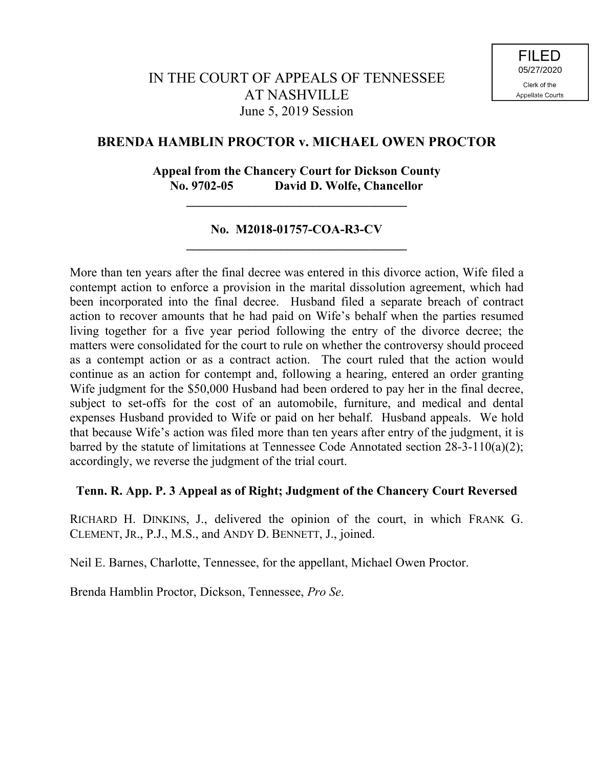FILED
05/27/2020
Clerk of the
Appellate Courts

# IN THE COURT OF APPEALS OF TENNESSEE AT NASHVILLE

June 5, 2019 Session

## BRENDA HAMBLIN PROCTOR v. MICHAEL OWEN PROCTOR

**Appeal from the Chancery Court for Dickson County**
**No. 9702-05 David D. Wolfe, Chancellor**

---

**No. M2018-01757-COA-R3-CV**

---

More than ten years after the final decree was entered in this divorce action, Wife filed a contempt action to enforce a provision in the marital dissolution agreement, which had been incorporated into the final decree. Husband filed a separate breach of contract action to recover amounts that he had paid on Wife's behalf when the parties resumed living together for a five year period following the entry of the divorce decree; the matters were consolidated for the court to rule on whether the controversy should proceed as a contempt action or as a contract action. The court ruled that the action would continue as an action for contempt and, following a hearing, entered an order granting Wife judgment for the $50,000 Husband had been ordered to pay her in the final decree, subject to set-offs for the cost of an automobile, furniture, and medical and dental expenses Husband provided to Wife or paid on her behalf. Husband appeals. We hold that because Wife's action was filed more than ten years after entry of the judgment, it is barred by the statute of limitations at Tennessee Code Annotated section 28-3-110(a)(2); accordingly, we reverse the judgment of the trial court.

**Tenn. R. App. P. 3 Appeal as of Right; Judgment of the Chancery Court Reversed**

RICHARD H. DINKINS, J., delivered the opinion of the court, in which FRANK G. CLEMENT, JR., P.J., M.S., and ANDY D. BENNETT, J., joined.

Neil E. Barnes, Charlotte, Tennessee, for the appellant, Michael Owen Proctor.

Brenda Hamblin Proctor, Dickson, Tennessee, *Pro Se*.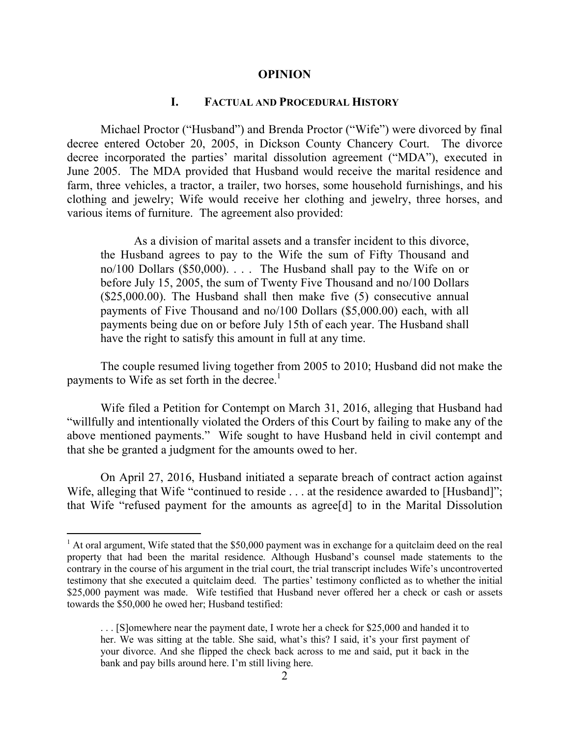# OPINION

## I. FACTUAL AND PROCEDURAL HISTORY

Michael Proctor ("Husband") and Brenda Proctor ("Wife") were divorced by final decree entered October 20, 2005, in Dickson County Chancery Court. The divorce decree incorporated the parties' marital dissolution agreement ("MDA"), executed in June 2005. The MDA provided that Husband would receive the marital residence and farm, three vehicles, a tractor, a trailer, two horses, some household furnishings, and his clothing and jewelry; Wife would receive her clothing and jewelry, three horses, and various items of furniture. The agreement also provided:

> As a division of marital assets and a transfer incident to this divorce, the Husband agrees to pay to the Wife the sum of Fifty Thousand and no/100 Dollars ($50,000). . . . The Husband shall pay to the Wife on or before July 15, 2005, the sum of Twenty Five Thousand and no/100 Dollars ($25,000.00). The Husband shall then make five (5) consecutive annual payments of Five Thousand and no/100 Dollars ($5,000.00) each, with all payments being due on or before July 15th of each year. The Husband shall have the right to satisfy this amount in full at any time.

The couple resumed living together from 2005 to 2010; Husband did not make the payments to Wife as set forth in the decree.[1]

Wife filed a Petition for Contempt on March 31, 2016, alleging that Husband had "willfully and intentionally violated the Orders of this Court by failing to make any of the above mentioned payments." Wife sought to have Husband held in civil contempt and that she be granted a judgment for the amounts owed to her.

On April 27, 2016, Husband initiated a separate breach of contract action against Wife, alleging that Wife "continued to reside . . . at the residence awarded to [Husband]"; that Wife "refused payment for the amounts as agree[d] to in the Marital Dissolution

---

[1] At oral argument, Wife stated that the $50,000 payment was in exchange for a quitclaim deed on the real property that had been the marital residence. Although Husband's counsel made statements to the contrary in the course of his argument in the trial court, the trial transcript includes Wife's uncontroverted testimony that she executed a quitclaim deed. The parties' testimony conflicted as to whether the initial $25,000 payment was made. Wife testified that Husband never offered her a check or cash or assets towards the $50,000 he owed her; Husband testified:

> . . . [S]omewhere near the payment date, I wrote her a check for $25,000 and handed it to her. We was sitting at the table. She said, what's this? I said, it's your first payment of your divorce. And she flipped the check back across to me and said, put it back in the bank and pay bills around here. I'm still living here.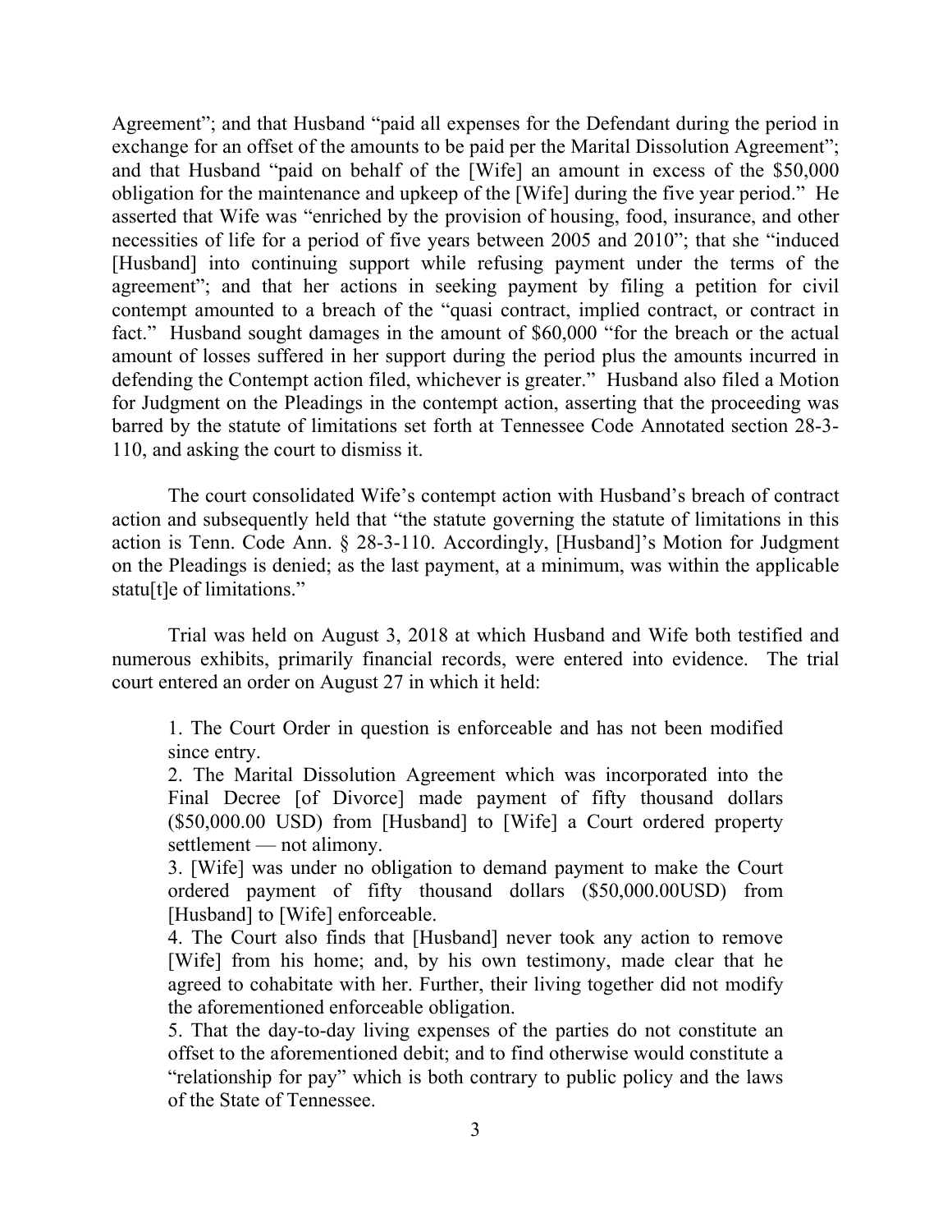Agreement"; and that Husband "paid all expenses for the Defendant during the period in exchange for an offset of the amounts to be paid per the Marital Dissolution Agreement"; and that Husband "paid on behalf of the [Wife] an amount in excess of the $50,000 obligation for the maintenance and upkeep of the [Wife] during the five year period." He asserted that Wife was "enriched by the provision of housing, food, insurance, and other necessities of life for a period of five years between 2005 and 2010"; that she "induced [Husband] into continuing support while refusing payment under the terms of the agreement"; and that her actions in seeking payment by filing a petition for civil contempt amounted to a breach of the "quasi contract, implied contract, or contract in fact." Husband sought damages in the amount of $60,000 "for the breach or the actual amount of losses suffered in her support during the period plus the amounts incurred in defending the Contempt action filed, whichever is greater." Husband also filed a Motion for Judgment on the Pleadings in the contempt action, asserting that the proceeding was barred by the statute of limitations set forth at Tennessee Code Annotated section 28-3-110, and asking the court to dismiss it.

The court consolidated Wife's contempt action with Husband's breach of contract action and subsequently held that "the statute governing the statute of limitations in this action is Tenn. Code Ann. § 28-3-110. Accordingly, [Husband]'s Motion for Judgment on the Pleadings is denied; as the last payment, at a minimum, was within the applicable statu[t]e of limitations."

Trial was held on August 3, 2018 at which Husband and Wife both testified and numerous exhibits, primarily financial records, were entered into evidence. The trial court entered an order on August 27 in which it held:

> 1. The Court Order in question is enforceable and has not been modified since entry.
>
> 2. The Marital Dissolution Agreement which was incorporated into the Final Decree [of Divorce] made payment of fifty thousand dollars ($50,000.00 USD) from [Husband] to [Wife] a Court ordered property settlement — not alimony.
>
> 3. [Wife] was under no obligation to demand payment to make the Court ordered payment of fifty thousand dollars ($50,000.00USD) from [Husband] to [Wife] enforceable.
>
> 4. The Court also finds that [Husband] never took any action to remove [Wife] from his home; and, by his own testimony, made clear that he agreed to cohabitate with her. Further, their living together did not modify the aforementioned enforceable obligation.
>
> 5. That the day-to-day living expenses of the parties do not constitute an offset to the aforementioned debit; and to find otherwise would constitute a "relationship for pay" which is both contrary to public policy and the laws of the State of Tennessee.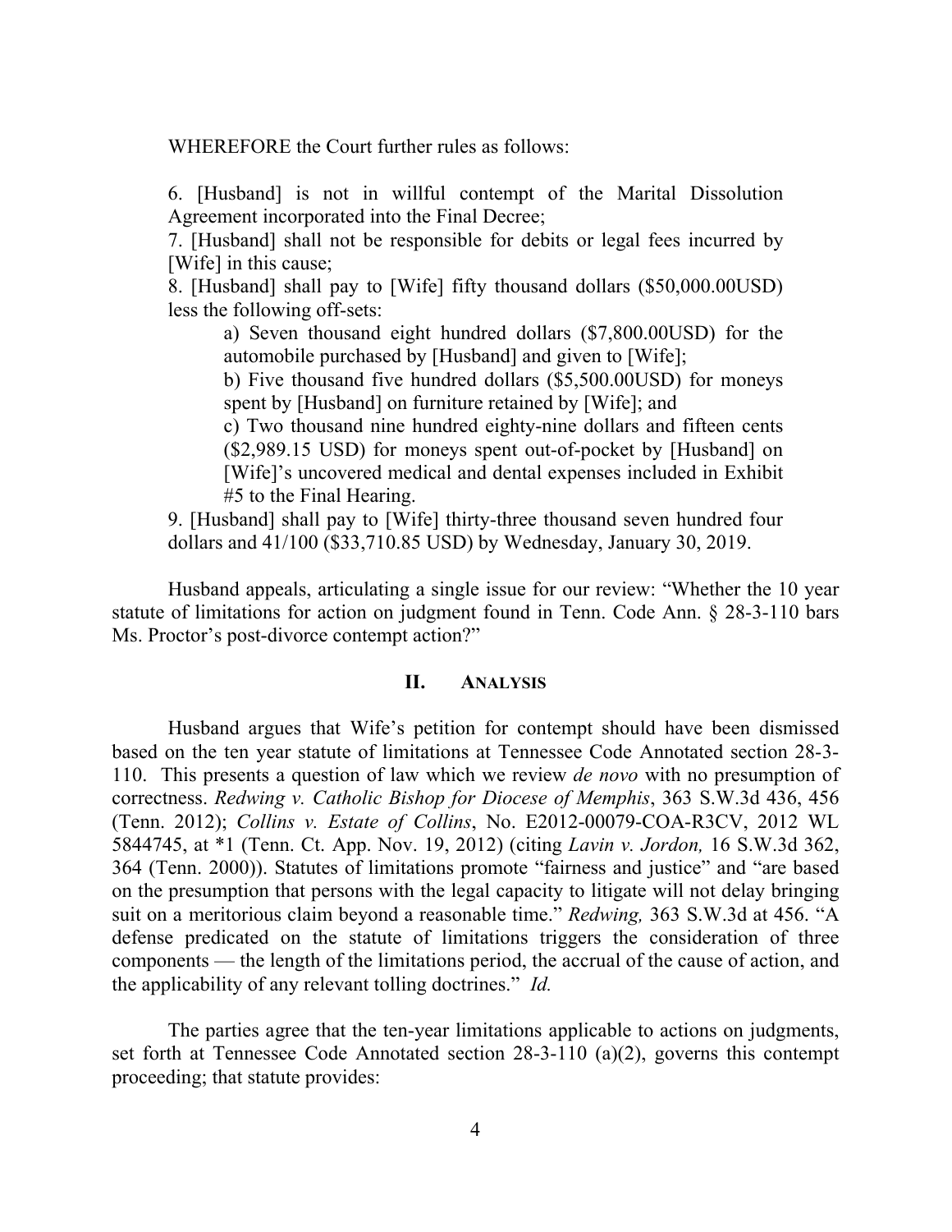WHEREFORE the Court further rules as follows:

> 6. [Husband] is not in willful contempt of the Marital Dissolution Agreement incorporated into the Final Decree;
>
> 7. [Husband] shall not be responsible for debits or legal fees incurred by [Wife] in this cause;
>
> 8. [Husband] shall pay to [Wife] fifty thousand dollars ($50,000.00USD) less the following off-sets:
>
> > a) Seven thousand eight hundred dollars ($7,800.00USD) for the automobile purchased by [Husband] and given to [Wife];
> >
> > b) Five thousand five hundred dollars ($5,500.00USD) for moneys spent by [Husband] on furniture retained by [Wife]; and
> >
> > c) Two thousand nine hundred eighty-nine dollars and fifteen cents ($2,989.15 USD) for moneys spent out-of-pocket by [Husband] on [Wife]'s uncovered medical and dental expenses included in Exhibit #5 to the Final Hearing.
>
> 9. [Husband] shall pay to [Wife] thirty-three thousand seven hundred four dollars and 41/100 ($33,710.85 USD) by Wednesday, January 30, 2019.

Husband appeals, articulating a single issue for our review: "Whether the 10 year statute of limitations for action on judgment found in Tenn. Code Ann. § 28-3-110 bars Ms. Proctor's post-divorce contempt action?"

## II. ANALYSIS

Husband argues that Wife's petition for contempt should have been dismissed based on the ten year statute of limitations at Tennessee Code Annotated section 28-3-110. This presents a question of law which we review *de novo* with no presumption of correctness. *Redwing v. Catholic Bishop for Diocese of Memphis*, 363 S.W.3d 436, 456 (Tenn. 2012); *Collins v. Estate of Collins*, No. E2012-00079-COA-R3CV, 2012 WL 5844745, at *1 (Tenn. Ct. App. Nov. 19, 2012) (citing *Lavin v. Jordon,* 16 S.W.3d 362, 364 (Tenn. 2000)). Statutes of limitations promote "fairness and justice" and "are based on the presumption that persons with the legal capacity to litigate will not delay bringing suit on a meritorious claim beyond a reasonable time." *Redwing,* 363 S.W.3d at 456. "A defense predicated on the statute of limitations triggers the consideration of three components — the length of the limitations period, the accrual of the cause of action, and the applicability of any relevant tolling doctrines." *Id.*

The parties agree that the ten-year limitations applicable to actions on judgments, set forth at Tennessee Code Annotated section 28-3-110 (a)(2), governs this contempt proceeding; that statute provides: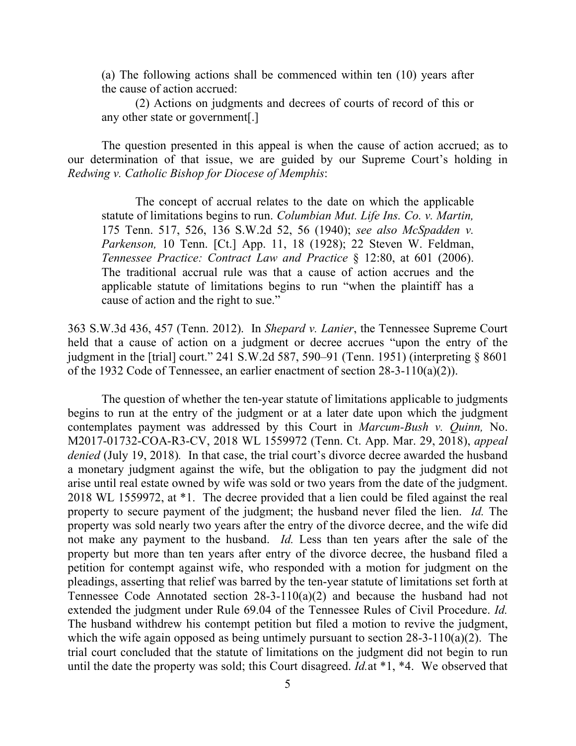> (a) The following actions shall be commenced within ten (10) years after the cause of action accrued:
>
> (2) Actions on judgments and decrees of courts of record of this or any other state or government[.]

The question presented in this appeal is when the cause of action accrued; as to our determination of that issue, we are guided by our Supreme Court's holding in *Redwing v. Catholic Bishop for Diocese of Memphis*:

> The concept of accrual relates to the date on which the applicable statute of limitations begins to run. *Columbian Mut. Life Ins. Co. v. Martin,* 175 Tenn. 517, 526, 136 S.W.2d 52, 56 (1940); *see also McSpadden v. Parkenson,* 10 Tenn. [Ct.] App. 11, 18 (1928); 22 Steven W. Feldman, *Tennessee Practice: Contract Law and Practice* § 12:80, at 601 (2006). The traditional accrual rule was that a cause of action accrues and the applicable statute of limitations begins to run "when the plaintiff has a cause of action and the right to sue."

363 S.W.3d 436, 457 (Tenn. 2012). In *Shepard v. Lanier*, the Tennessee Supreme Court held that a cause of action on a judgment or decree accrues "upon the entry of the judgment in the [trial] court." 241 S.W.2d 587, 590–91 (Tenn. 1951) (interpreting § 8601 of the 1932 Code of Tennessee, an earlier enactment of section 28-3-110(a)(2)).

The question of whether the ten-year statute of limitations applicable to judgments begins to run at the entry of the judgment or at a later date upon which the judgment contemplates payment was addressed by this Court in *Marcum-Bush v. Quinn,* No. M2017-01732-COA-R3-CV, 2018 WL 1559972 (Tenn. Ct. App. Mar. 29, 2018), *appeal denied* (July 19, 2018)*.* In that case, the trial court's divorce decree awarded the husband a monetary judgment against the wife, but the obligation to pay the judgment did not arise until real estate owned by wife was sold or two years from the date of the judgment. 2018 WL 1559972, at *1. The decree provided that a lien could be filed against the real property to secure payment of the judgment; the husband never filed the lien. *Id.* The property was sold nearly two years after the entry of the divorce decree, and the wife did not make any payment to the husband. *Id.* Less than ten years after the sale of the property but more than ten years after entry of the divorce decree, the husband filed a petition for contempt against wife, who responded with a motion for judgment on the pleadings, asserting that relief was barred by the ten-year statute of limitations set forth at Tennessee Code Annotated section 28-3-110(a)(2) and because the husband had not extended the judgment under Rule 69.04 of the Tennessee Rules of Civil Procedure. *Id.* The husband withdrew his contempt petition but filed a motion to revive the judgment, which the wife again opposed as being untimely pursuant to section 28-3-110(a)(2). The trial court concluded that the statute of limitations on the judgment did not begin to run until the date the property was sold; this Court disagreed. *Id.*at *1, *4. We observed that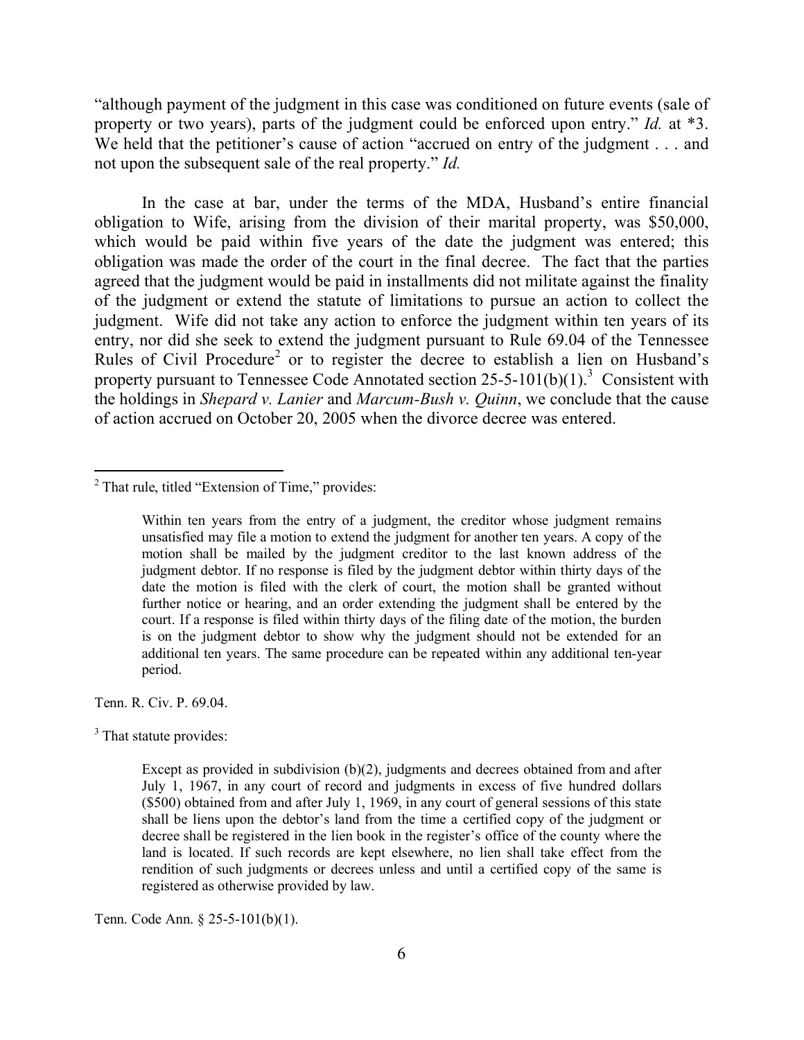"although payment of the judgment in this case was conditioned on future events (sale of property or two years), parts of the judgment could be enforced upon entry." *Id.* at *3. We held that the petitioner's cause of action "accrued on entry of the judgment . . . and not upon the subsequent sale of the real property." *Id.*

In the case at bar, under the terms of the MDA, Husband's entire financial obligation to Wife, arising from the division of their marital property, was $50,000, which would be paid within five years of the date the judgment was entered; this obligation was made the order of the court in the final decree. The fact that the parties agreed that the judgment would be paid in installments did not militate against the finality of the judgment or extend the statute of limitations to pursue an action to collect the judgment. Wife did not take any action to enforce the judgment within ten years of its entry, nor did she seek to extend the judgment pursuant to Rule 69.04 of the Tennessee Rules of Civil Procedure[2] or to register the decree to establish a lien on Husband's property pursuant to Tennessee Code Annotated section 25-5-101(b)(1).[3] Consistent with the holdings in *Shepard v. Lanier* and *Marcum-Bush v. Quinn*, we conclude that the cause of action accrued on October 20, 2005 when the divorce decree was entered.

---

[2] That rule, titled "Extension of Time," provides:

> Within ten years from the entry of a judgment, the creditor whose judgment remains unsatisfied may file a motion to extend the judgment for another ten years. A copy of the motion shall be mailed by the judgment creditor to the last known address of the judgment debtor. If no response is filed by the judgment debtor within thirty days of the date the motion is filed with the clerk of court, the motion shall be granted without further notice or hearing, and an order extending the judgment shall be entered by the court. If a response is filed within thirty days of the filing date of the motion, the burden is on the judgment debtor to show why the judgment should not be extended for an additional ten years. The same procedure can be repeated within any additional ten-year period.

Tenn. R. Civ. P. 69.04.

[3] That statute provides:

> Except as provided in subdivision (b)(2), judgments and decrees obtained from and after July 1, 1967, in any court of record and judgments in excess of five hundred dollars ($500) obtained from and after July 1, 1969, in any court of general sessions of this state shall be liens upon the debtor's land from the time a certified copy of the judgment or decree shall be registered in the lien book in the register's office of the county where the land is located. If such records are kept elsewhere, no lien shall take effect from the rendition of such judgments or decrees unless and until a certified copy of the same is registered as otherwise provided by law.

Tenn. Code Ann. § 25-5-101(b)(1).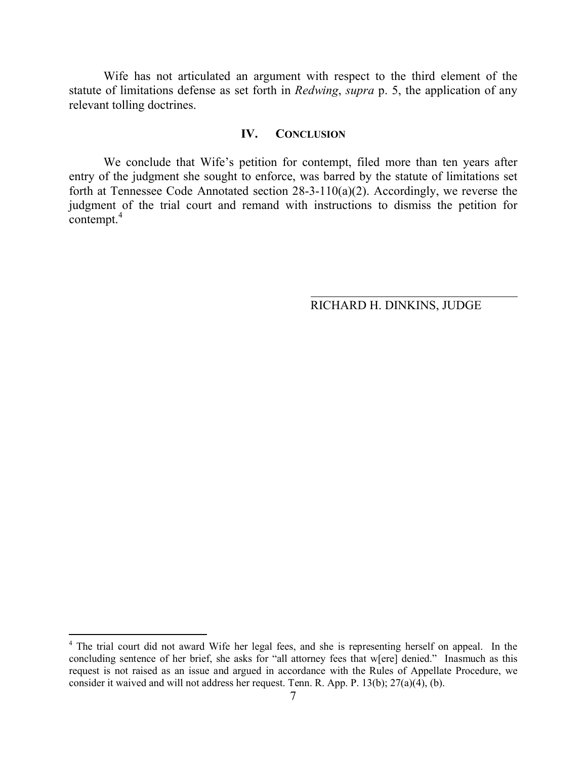Wife has not articulated an argument with respect to the third element of the statute of limitations defense as set forth in *Redwing*, *supra* p. 5, the application of any relevant tolling doctrines.

## IV. CONCLUSION

We conclude that Wife's petition for contempt, filed more than ten years after entry of the judgment she sought to enforce, was barred by the statute of limitations set forth at Tennessee Code Annotated section 28-3-110(a)(2). Accordingly, we reverse the judgment of the trial court and remand with instructions to dismiss the petition for contempt.[4]

RICHARD H. DINKINS, JUDGE

---

[4] The trial court did not award Wife her legal fees, and she is representing herself on appeal. In the concluding sentence of her brief, she asks for "all attorney fees that w[ere] denied." Inasmuch as this request is not raised as an issue and argued in accordance with the Rules of Appellate Procedure, we consider it waived and will not address her request. Tenn. R. App. P. 13(b); 27(a)(4), (b).